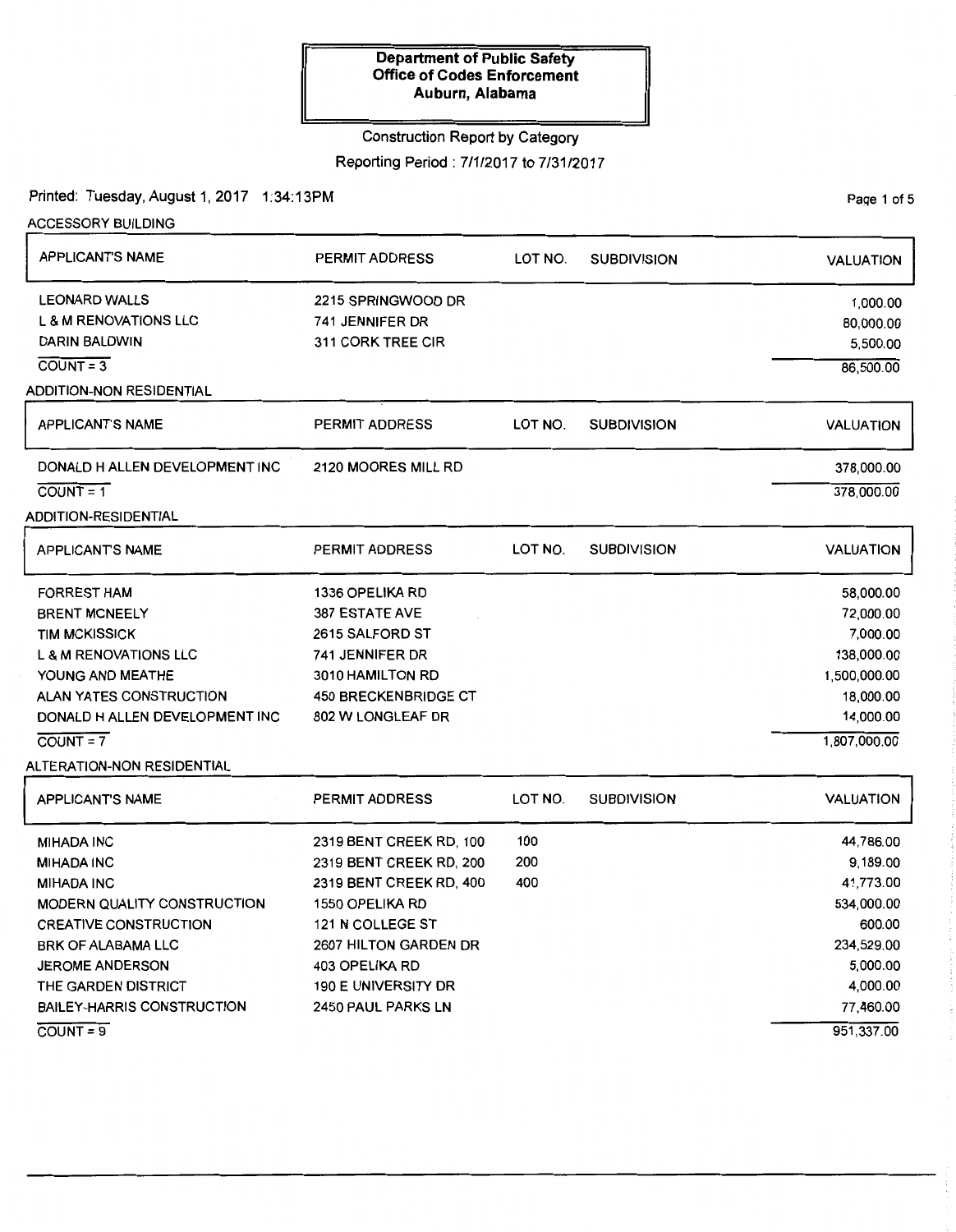**Department of Public Safety**
**Office of Codes Enforcement**
**Auburn, Alabama**

Construction Report by Category

Reporting Period : 7/1/2017 to 7/31/2017

Printed: Tuesday, August 1, 2017 1:34:13PM

## ACCESSORY BUILDING

| APPLICANT'S NAME | PERMIT ADDRESS | LOT NO. | SUBDIVISION | VALUATION |
|---|---|---|---|---|
| LEONARD WALLS | 2215 SPRINGWOOD DR | | | 1,000.00 |
| L & M RENOVATIONS LLC | 741 JENNIFER DR | | | 80,000.00 |
| DARIN BALDWIN | 311 CORK TREE CIR | | | 5,500.00 |
| COUNT = 3 | | | | 86,500.00 |

## ADDITION-NON RESIDENTIAL

| APPLICANT'S NAME | PERMIT ADDRESS | LOT NO. | SUBDIVISION | VALUATION |
|---|---|---|---|---|
| DONALD H ALLEN DEVELOPMENT INC | 2120 MOORES MILL RD | | | 378,000.00 |
| COUNT = 1 | | | | 378,000.00 |

## ADDITION-RESIDENTIAL

| APPLICANT'S NAME | PERMIT ADDRESS | LOT NO. | SUBDIVISION | VALUATION |
|---|---|---|---|---|
| FORREST HAM | 1336 OPELIKA RD | | | 58,000.00 |
| BRENT MCNEELY | 387 ESTATE AVE | | | 72,000.00 |
| TIM MCKISSICK | 2615 SALFORD ST | | | 7,000.00 |
| L & M RENOVATIONS LLC | 741 JENNIFER DR | | | 138,000.00 |
| YOUNG AND MEATHE | 3010 HAMILTON RD | | | 1,500,000.00 |
| ALAN YATES CONSTRUCTION | 450 BRECKENBRIDGE CT | | | 18,000.00 |
| DONALD H ALLEN DEVELOPMENT INC | 802 W LONGLEAF DR | | | 14,000.00 |
| COUNT = 7 | | | | 1,807,000.00 |

## ALTERATION-NON RESIDENTIAL

| APPLICANT'S NAME | PERMIT ADDRESS | LOT NO. | SUBDIVISION | VALUATION |
|---|---|---|---|---|
| MIHADA INC | 2319 BENT CREEK RD, 100 | 100 | | 44,786.00 |
| MIHADA INC | 2319 BENT CREEK RD, 200 | 200 | | 9,189.00 |
| MIHADA INC | 2319 BENT CREEK RD, 400 | 400 | | 41,773.00 |
| MODERN QUALITY CONSTRUCTION | 1550 OPELIKA RD | | | 534,000.00 |
| CREATIVE CONSTRUCTION | 121 N COLLEGE ST | | | 600.00 |
| BRK OF ALABAMA LLC | 2607 HILTON GARDEN DR | | | 234,529.00 |
| JEROME ANDERSON | 403 OPELIKA RD | | | 5,000.00 |
| THE GARDEN DISTRICT | 190 E UNIVERSITY DR | | | 4,000.00 |
| BAILEY-HARRIS CONSTRUCTION | 2450 PAUL PARKS LN | | | 77,460.00 |
| COUNT = 9 | | | | 951,337.00 |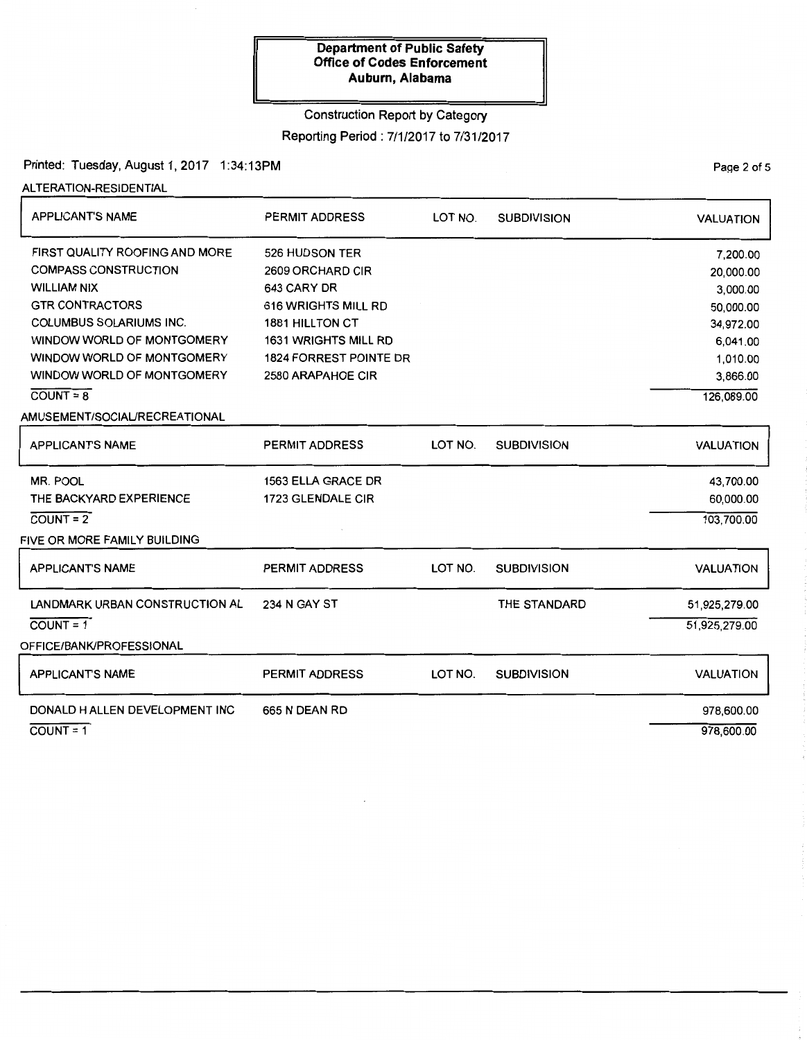**Department of Public Safety**
**Office of Codes Enforcement**
**Auburn, Alabama**

Construction Report by Category

Reporting Period : 7/1/2017 to 7/31/2017

Printed: Tuesday, August 1, 2017 1:34:13PM

## ALTERATION-RESIDENTIAL

| APPLICANT'S NAME | PERMIT ADDRESS | LOT NO. | SUBDIVISION | VALUATION |
|---|---|---|---|---|
| FIRST QUALITY ROOFING AND MORE | 526 HUDSON TER | | | 7,200.00 |
| COMPASS CONSTRUCTION | 2609 ORCHARD CIR | | | 20,000.00 |
| WILLIAM NIX | 643 CARY DR | | | 3,000.00 |
| GTR CONTRACTORS | 616 WRIGHTS MILL RD | | | 50,000.00 |
| COLUMBUS SOLARIUMS INC. | 1881 HILLTON CT | | | 34,972.00 |
| WINDOW WORLD OF MONTGOMERY | 1631 WRIGHTS MILL RD | | | 6,041.00 |
| WINDOW WORLD OF MONTGOMERY | 1824 FORREST POINTE DR | | | 1,010.00 |
| WINDOW WORLD OF MONTGOMERY | 2580 ARAPAHOE CIR | | | 3,866.00 |
| COUNT = 8 | | | | 126,089.00 |

## AMUSEMENT/SOCIAL/RECREATIONAL

| APPLICANT'S NAME | PERMIT ADDRESS | LOT NO. | SUBDIVISION | VALUATION |
|---|---|---|---|---|
| MR. POOL | 1563 ELLA GRACE DR | | | 43,700.00 |
| THE BACKYARD EXPERIENCE | 1723 GLENDALE CIR | | | 60,000.00 |
| COUNT = 2 | | | | 103,700.00 |

## FIVE OR MORE FAMILY BUILDING

| APPLICANT'S NAME | PERMIT ADDRESS | LOT NO. | SUBDIVISION | VALUATION |
|---|---|---|---|---|
| LANDMARK URBAN CONSTRUCTION AL | 234 N GAY ST | | THE STANDARD | 51,925,279.00 |
| COUNT = 1 | | | | 51,925,279.00 |

## OFFICE/BANK/PROFESSIONAL

| APPLICANT'S NAME | PERMIT ADDRESS | LOT NO. | SUBDIVISION | VALUATION |
|---|---|---|---|---|
| DONALD H ALLEN DEVELOPMENT INC | 665 N DEAN RD | | | 978,600.00 |
| COUNT = 1 | | | | 978,600.00 |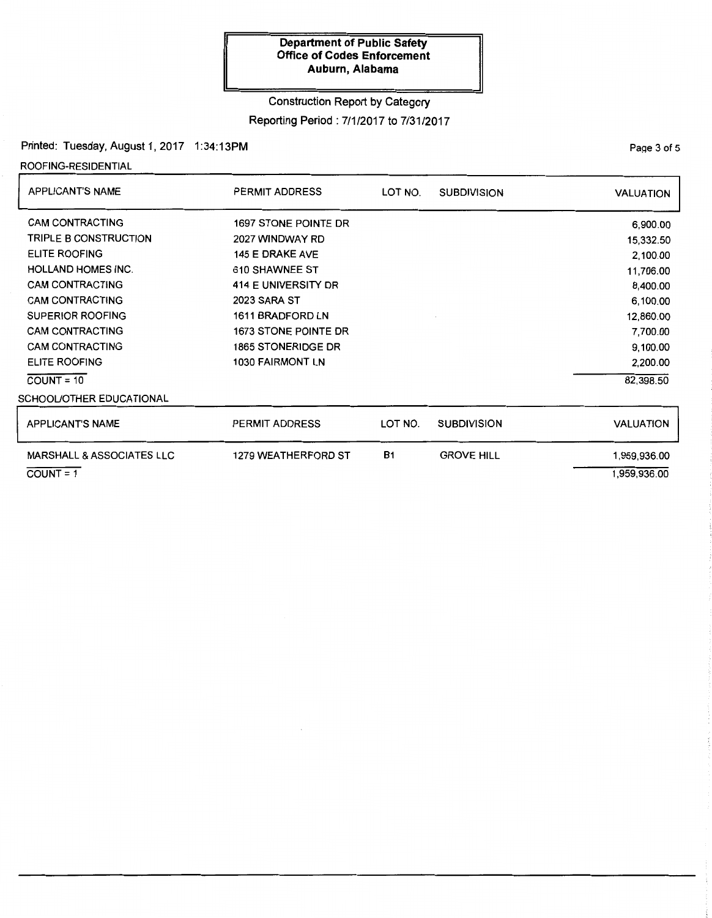**Department of Public Safety**
**Office of Codes Enforcement**
**Auburn, Alabama**

Construction Report by Category

Reporting Period : 7/1/2017 to 7/31/2017

Printed: Tuesday, August 1, 2017 1:34:13PM

ROOFING-RESIDENTIAL

| APPLICANT'S NAME | PERMIT ADDRESS | LOT NO. | SUBDIVISION | VALUATION |
|---|---|---|---|---|
| CAM CONTRACTING | 1697 STONE POINTE DR | | | 6,900.00 |
| TRIPLE B CONSTRUCTION | 2027 WINDWAY RD | | | 15,332.50 |
| ELITE ROOFING | 145 E DRAKE AVE | | | 2,100.00 |
| HOLLAND HOMES INC. | 610 SHAWNEE ST | | | 11,706.00 |
| CAM CONTRACTING | 414 E UNIVERSITY DR | | | 8,400.00 |
| CAM CONTRACTING | 2023 SARA ST | | | 6,100.00 |
| SUPERIOR ROOFING | 1611 BRADFORD LN | | | 12,860.00 |
| CAM CONTRACTING | 1673 STONE POINTE DR | | | 7,700.00 |
| CAM CONTRACTING | 1865 STONERIDGE DR | | | 9,100.00 |
| ELITE ROOFING | 1030 FAIRMONT LN | | | 2,200.00 |
| COUNT = 10 | | | | 82,398.50 |

SCHOOL/OTHER EDUCATIONAL

| APPLICANT'S NAME | PERMIT ADDRESS | LOT NO. | SUBDIVISION | VALUATION |
|---|---|---|---|---|
| MARSHALL & ASSOCIATES LLC | 1279 WEATHERFORD ST | B1 | GROVE HILL | 1,959,936.00 |
| COUNT = 1 | | | | 1,959,936.00 |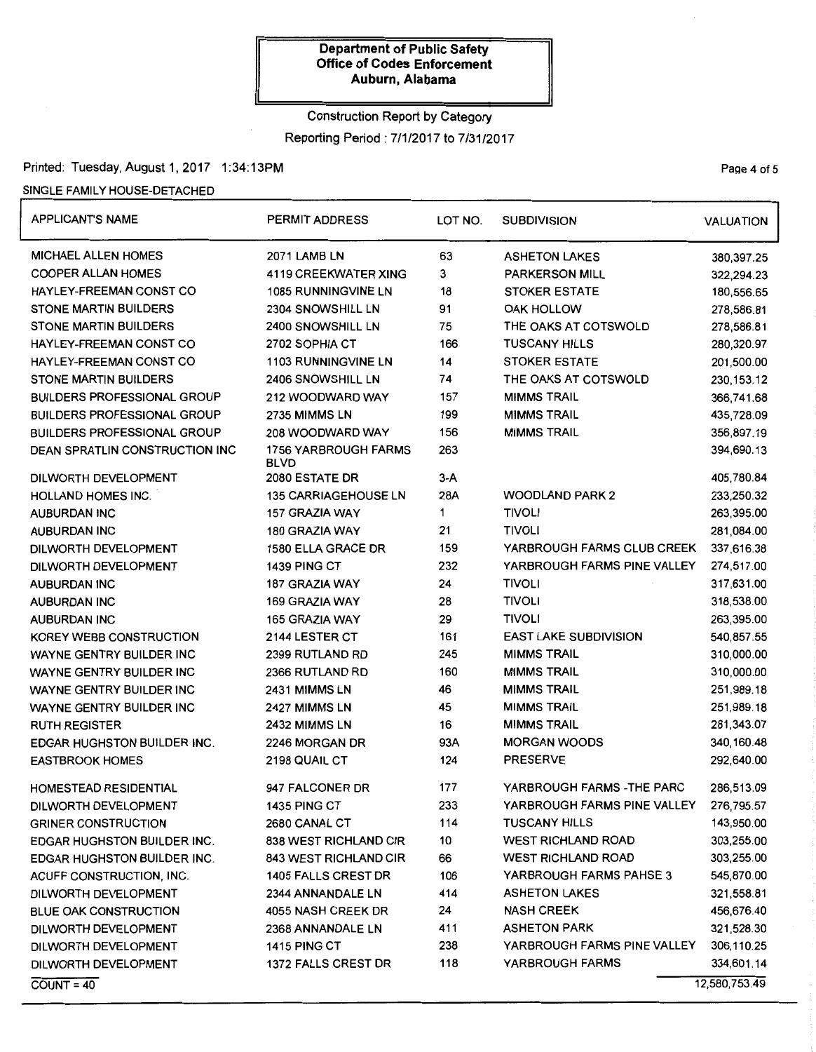**Department of Public Safety**
**Office of Codes Enforcement**
**Auburn, Alabama**

Construction Report by Category

Reporting Period : 7/1/2017 to 7/31/2017

Printed: Tuesday, August 1, 2017 1:34:13PM

SINGLE FAMILY HOUSE-DETACHED

| APPLICANT'S NAME | PERMIT ADDRESS | LOT NO. | SUBDIVISION | VALUATION |
|---|---|---|---|---|
| MICHAEL ALLEN HOMES | 2071 LAMB LN | 63 | ASHETON LAKES | 380,397.25 |
| COOPER ALLAN HOMES | 4119 CREEKWATER XING | 3 | PARKERSON MILL | 322,294.23 |
| HAYLEY-FREEMAN CONST CO | 1085 RUNNINGVINE LN | 18 | STOKER ESTATE | 180,556.65 |
| STONE MARTIN BUILDERS | 2304 SNOWSHILL LN | 91 | OAK HOLLOW | 278,586.81 |
| STONE MARTIN BUILDERS | 2400 SNOWSHILL LN | 75 | THE OAKS AT COTSWOLD | 278,586.81 |
| HAYLEY-FREEMAN CONST CO | 2702 SOPHIA CT | 166 | TUSCANY HILLS | 280,320.97 |
| HAYLEY-FREEMAN CONST CO | 1103 RUNNINGVINE LN | 14 | STOKER ESTATE | 201,500.00 |
| STONE MARTIN BUILDERS | 2406 SNOWSHILL LN | 74 | THE OAKS AT COTSWOLD | 230,153.12 |
| BUILDERS PROFESSIONAL GROUP | 212 WOODWARD WAY | 157 | MIMMS TRAIL | 366,741.68 |
| BUILDERS PROFESSIONAL GROUP | 2735 MIMMS LN | 199 | MIMMS TRAIL | 435,728.09 |
| BUILDERS PROFESSIONAL GROUP | 208 WOODWARD WAY | 156 | MIMMS TRAIL | 356,897.19 |
| DEAN SPRATLIN CONSTRUCTION INC | 1756 YARBROUGH FARMS BLVD | 263 | | 394,690.13 |
| DILWORTH DEVELOPMENT | 2080 ESTATE DR | 3-A | | 405,780.84 |
| HOLLAND HOMES INC. | 135 CARRIAGEHOUSE LN | 28A | WOODLAND PARK 2 | 233,250.32 |
| AUBURDAN INC | 157 GRAZIA WAY | 1 | TIVOLI | 263,395.00 |
| AUBURDAN INC | 180 GRAZIA WAY | 21 | TIVOLI | 281,084.00 |
| DILWORTH DEVELOPMENT | 1580 ELLA GRACE DR | 159 | YARBROUGH FARMS CLUB CREEK | 337,616.38 |
| DILWORTH DEVELOPMENT | 1439 PING CT | 232 | YARBROUGH FARMS PINE VALLEY | 274,517.00 |
| AUBURDAN INC | 187 GRAZIA WAY | 24 | TIVOLI | 317,631.00 |
| AUBURDAN INC | 169 GRAZIA WAY | 28 | TIVOLI | 318,538.00 |
| AUBURDAN INC | 165 GRAZIA WAY | 29 | TIVOLI | 263,395.00 |
| KOREY WEBB CONSTRUCTION | 2144 LESTER CT | 161 | EAST LAKE SUBDIVISION | 540,857.55 |
| WAYNE GENTRY BUILDER INC | 2399 RUTLAND RD | 245 | MIMMS TRAIL | 310,000.00 |
| WAYNE GENTRY BUILDER INC | 2366 RUTLAND RD | 160 | MIMMS TRAIL | 310,000.00 |
| WAYNE GENTRY BUILDER INC | 2431 MIMMS LN | 46 | MIMMS TRAIL | 251,989.18 |
| WAYNE GENTRY BUILDER INC | 2427 MIMMS LN | 45 | MIMMS TRAIL | 251,989.18 |
| RUTH REGISTER | 2432 MIMMS LN | 16 | MIMMS TRAIL | 281,343.07 |
| EDGAR HUGHSTON BUILDER INC. | 2246 MORGAN DR | 93A | MORGAN WOODS | 340,160.48 |
| EASTBROOK HOMES | 2198 QUAIL CT | 124 | PRESERVE | 292,640.00 |
| HOMESTEAD RESIDENTIAL | 947 FALCONER DR | 177 | YARBROUGH FARMS -THE PARC | 286,513.09 |
| DILWORTH DEVELOPMENT | 1435 PING CT | 233 | YARBROUGH FARMS PINE VALLEY | 276,795.57 |
| GRINER CONSTRUCTION | 2680 CANAL CT | 114 | TUSCANY HILLS | 143,950.00 |
| EDGAR HUGHSTON BUILDER INC. | 838 WEST RICHLAND CIR | 10 | WEST RICHLAND ROAD | 303,255.00 |
| EDGAR HUGHSTON BUILDER INC. | 843 WEST RICHLAND CIR | 66 | WEST RICHLAND ROAD | 303,255.00 |
| ACUFF CONSTRUCTION, INC. | 1405 FALLS CREST DR | 106 | YARBROUGH FARMS PAHSE 3 | 545,870.00 |
| DILWORTH DEVELOPMENT | 2344 ANNANDALE LN | 414 | ASHETON LAKES | 321,558.81 |
| BLUE OAK CONSTRUCTION | 4055 NASH CREEK DR | 24 | NASH CREEK | 456,676.40 |
| DILWORTH DEVELOPMENT | 2368 ANNANDALE LN | 411 | ASHETON PARK | 321,528.30 |
| DILWORTH DEVELOPMENT | 1415 PING CT | 238 | YARBROUGH FARMS PINE VALLEY | 306,110.25 |
| DILWORTH DEVELOPMENT | 1372 FALLS CREST DR | 118 | YARBROUGH FARMS | 334,601.14 |
| COUNT = 40 | | | | 12,580,753.49 |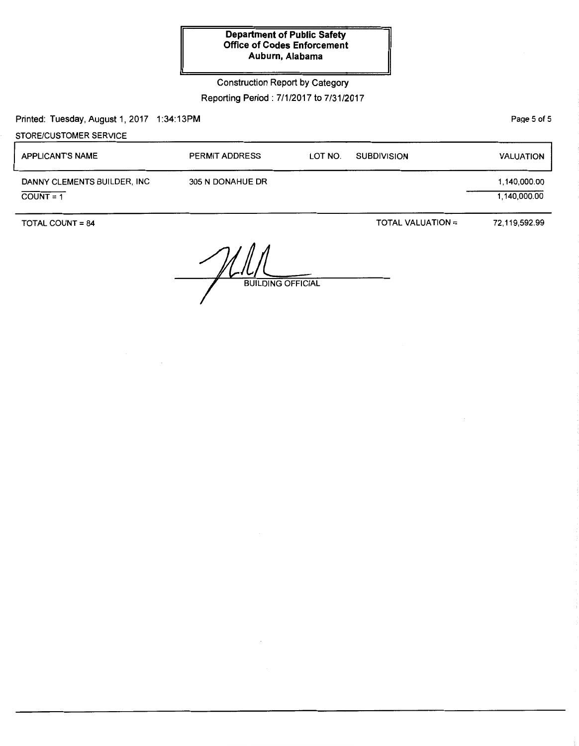**Department of Public Safety**
**Office of Codes Enforcement**
**Auburn, Alabama**

Construction Report by Category

Reporting Period : 7/1/2017 to 7/31/2017

Printed: Tuesday, August 1, 2017 1:34:13PM

STORE/CUSTOMER SERVICE

| APPLICANT'S NAME | PERMIT ADDRESS | LOT NO. | SUBDIVISION | VALUATION |
|---|---|---|---|---|
| DANNY CLEMENTS BUILDER, INC | 305 N DONAHUE DR | | | 1,140,000.00 |
| COUNT = 1 | | | | 1,140,000.00 |

TOTAL COUNT = 84 | TOTAL VALUATION = 72,119,592.99

BUILDING OFFICIAL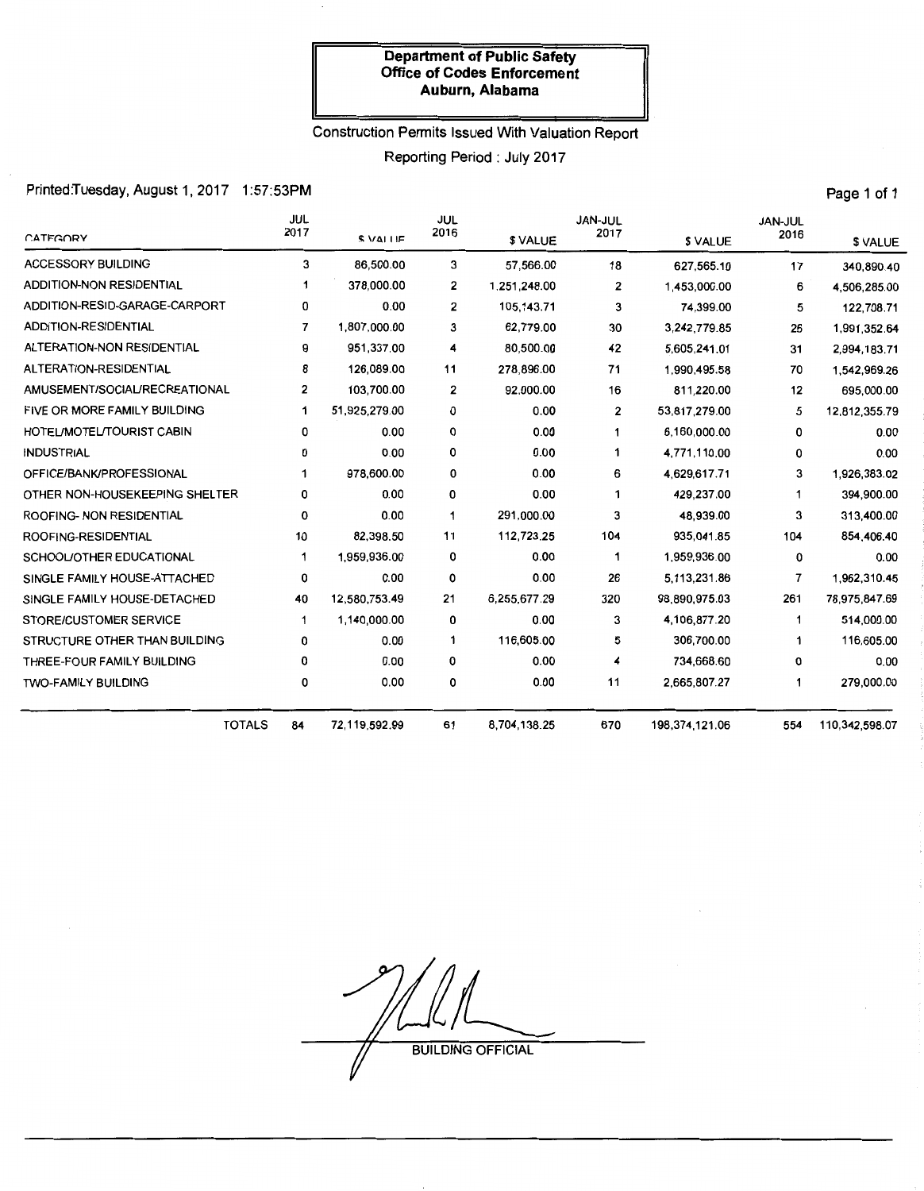**Department of Public Safety**
**Office of Codes Enforcement**
**Auburn, Alabama**

Construction Permits Issued With Valuation Report

Reporting Period : July 2017

Printed:Tuesday, August 1, 2017 1:57:53PM

| CATEGORY | JUL 2017 | $ VALUE | JUL 2016 | $ VALUE | JAN-JUL 2017 | $ VALUE | JAN-JUL 2016 | $ VALUE |
|---|---|---|---|---|---|---|---|---|
| ACCESSORY BUILDING | 3 | 86,500.00 | 3 | 57,566.00 | 18 | 627,565.10 | 17 | 340,890.40 |
| ADDITION-NON RESIDENTIAL | 1 | 378,000.00 | 2 | 1,251,248.00 | 2 | 1,453,000.00 | 6 | 4,506,285.00 |
| ADDITION-RESID-GARAGE-CARPORT | 0 | 0.00 | 2 | 105,143.71 | 3 | 74,399.00 | 5 | 122,708.71 |
| ADDITION-RESIDENTIAL | 7 | 1,807,000.00 | 3 | 62,779.00 | 30 | 3,242,779.85 | 26 | 1,991,352.64 |
| ALTERATION-NON RESIDENTIAL | 9 | 951,337.00 | 4 | 80,500.00 | 42 | 5,605,241.01 | 31 | 2,994,183.71 |
| ALTERATION-RESIDENTIAL | 8 | 126,089.00 | 11 | 278,896.00 | 71 | 1,990,495.58 | 70 | 1,542,969.26 |
| AMUSEMENT/SOCIAL/RECREATIONAL | 2 | 103,700.00 | 2 | 92,000.00 | 16 | 811,220.00 | 12 | 695,000.00 |
| FIVE OR MORE FAMILY BUILDING | 1 | 51,925,279.00 | 0 | 0.00 | 2 | 53,817,279.00 | 5 | 12,812,355.79 |
| HOTEL/MOTEL/TOURIST CABIN | 0 | 0.00 | 0 | 0.00 | 1 | 6,160,000.00 | 0 | 0.00 |
| INDUSTRIAL | 0 | 0.00 | 0 | 0.00 | 1 | 4,771,110.00 | 0 | 0.00 |
| OFFICE/BANK/PROFESSIONAL | 1 | 978,600.00 | 0 | 0.00 | 6 | 4,629,617.71 | 3 | 1,926,383.02 |
| OTHER NON-HOUSEKEEPING SHELTER | 0 | 0.00 | 0 | 0.00 | 1 | 429,237.00 | 1 | 394,900.00 |
| ROOFING- NON RESIDENTIAL | 0 | 0.00 | 1 | 291,000.00 | 3 | 48,939.00 | 3 | 313,400.00 |
| ROOFING-RESIDENTIAL | 10 | 82,398.50 | 11 | 112,723.25 | 104 | 935,041.85 | 104 | 854,406.40 |
| SCHOOL/OTHER EDUCATIONAL | 1 | 1,959,936.00 | 0 | 0.00 | 1 | 1,959,936.00 | 0 | 0.00 |
| SINGLE FAMILY HOUSE-ATTACHED | 0 | 0.00 | 0 | 0.00 | 26 | 5,113,231.86 | 7 | 1,962,310.45 |
| SINGLE FAMILY HOUSE-DETACHED | 40 | 12,580,753.49 | 21 | 6,255,677.29 | 320 | 98,890,975.03 | 261 | 78,975,847.69 |
| STORE/CUSTOMER SERVICE | 1 | 1,140,000.00 | 0 | 0.00 | 3 | 4,106,877.20 | 1 | 514,000.00 |
| STRUCTURE OTHER THAN BUILDING | 0 | 0.00 | 1 | 116,605.00 | 5 | 306,700.00 | 1 | 116,605.00 |
| THREE-FOUR FAMILY BUILDING | 0 | 0.00 | 0 | 0.00 | 4 | 734,668.60 | 0 | 0.00 |
| TWO-FAMILY BUILDING | 0 | 0.00 | 0 | 0.00 | 11 | 2,665,807.27 | 1 | 279,000.00 |
| TOTALS | 84 | 72,119,592.99 | 61 | 8,704,138.25 | 670 | 198,374,121.06 | 554 | 110,342,598.07 |

BUILDING OFFICIAL